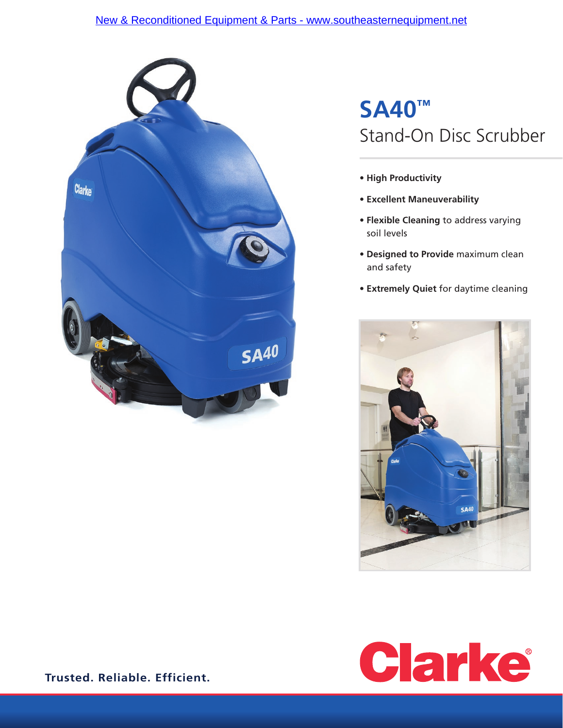New & Reconditioned Equipment & Parts - www.southeasternequipment.net

# SA40™

## Stand-On Disc Scrubber

- **High Productivity**
- **Excellent Maneuverability**
- **Flexible Cleaning** to address varying soil levels
- **Designed to Provide** maximum clean and safety
- **Extremely Quiet** for daytime cleaning

**Trusted. Reliable. Efficient.**

Clarke®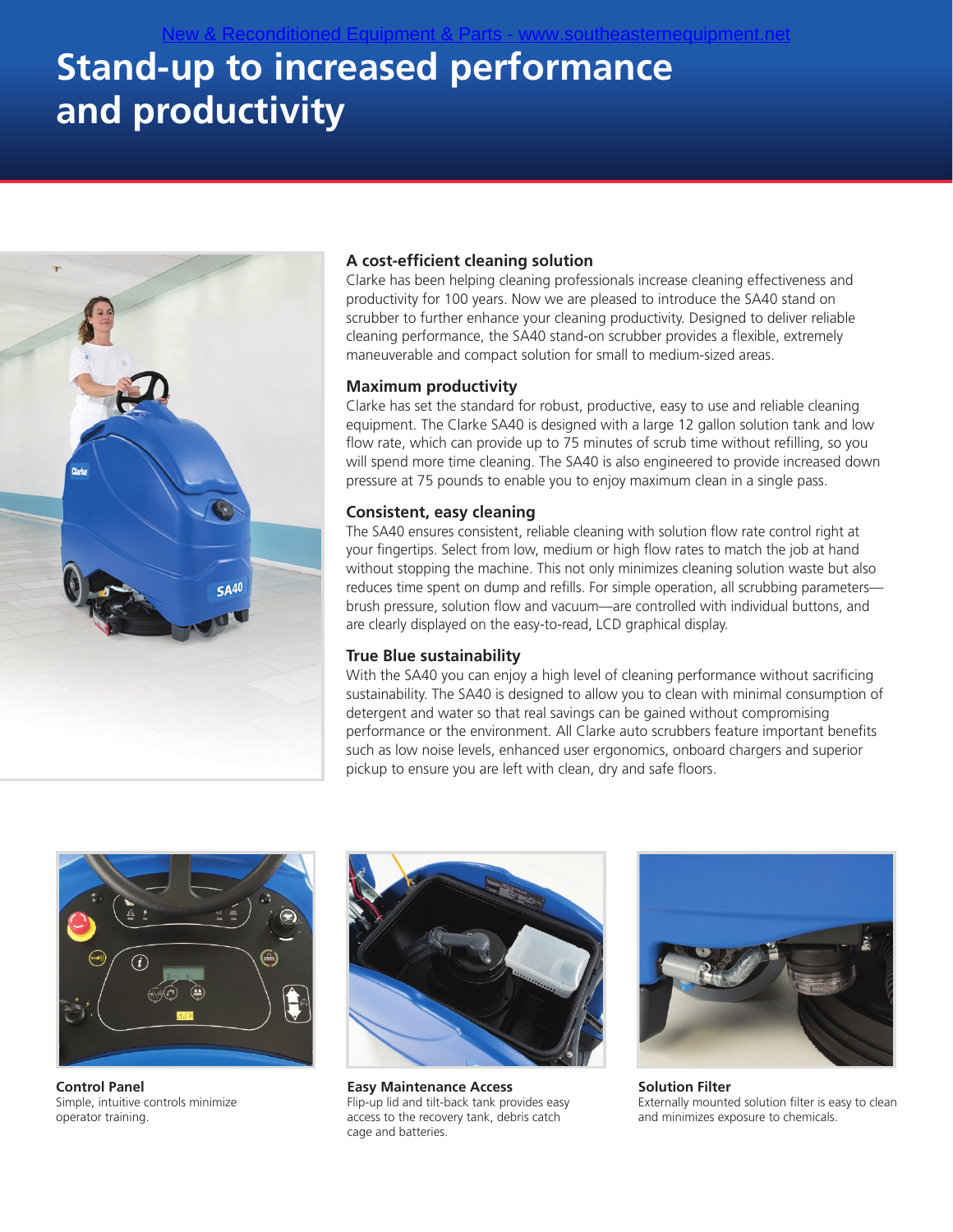New & Reconditioned Equipment & Parts - www.southeasternequipment.net

# Stand-up to increased performance and productivity

### A cost-efficient cleaning solution

Clarke has been helping cleaning professionals increase cleaning effectiveness and productivity for 100 years. Now we are pleased to introduce the SA40 stand on scrubber to further enhance your cleaning productivity. Designed to deliver reliable cleaning performance, the SA40 stand-on scrubber provides a flexible, extremely maneuverable and compact solution for small to medium-sized areas.

### Maximum productivity

Clarke has set the standard for robust, productive, easy to use and reliable cleaning equipment. The Clarke SA40 is designed with a large 12 gallon solution tank and low flow rate, which can provide up to 75 minutes of scrub time without refilling, so you will spend more time cleaning. The SA40 is also engineered to provide increased down pressure at 75 pounds to enable you to enjoy maximum clean in a single pass.

### Consistent, easy cleaning

The SA40 ensures consistent, reliable cleaning with solution flow rate control right at your fingertips. Select from low, medium or high flow rates to match the job at hand without stopping the machine. This not only minimizes cleaning solution waste but also reduces time spent on dump and refills. For simple operation, all scrubbing parameters—brush pressure, solution flow and vacuum—are controlled with individual buttons, and are clearly displayed on the easy-to-read, LCD graphical display.

### True Blue sustainability

With the SA40 you can enjoy a high level of cleaning performance without sacrificing sustainability. The SA40 is designed to allow you to clean with minimal consumption of detergent and water so that real savings can be gained without compromising performance or the environment. All Clarke auto scrubbers feature important benefits such as low noise levels, enhanced user ergonomics, onboard chargers and superior pickup to ensure you are left with clean, dry and safe floors.

**Control Panel**
Simple, intuitive controls minimize operator training.

**Easy Maintenance Access**
Flip-up lid and tilt-back tank provides easy access to the recovery tank, debris catch cage and batteries.

**Solution Filter**
Externally mounted solution filter is easy to clean and minimizes exposure to chemicals.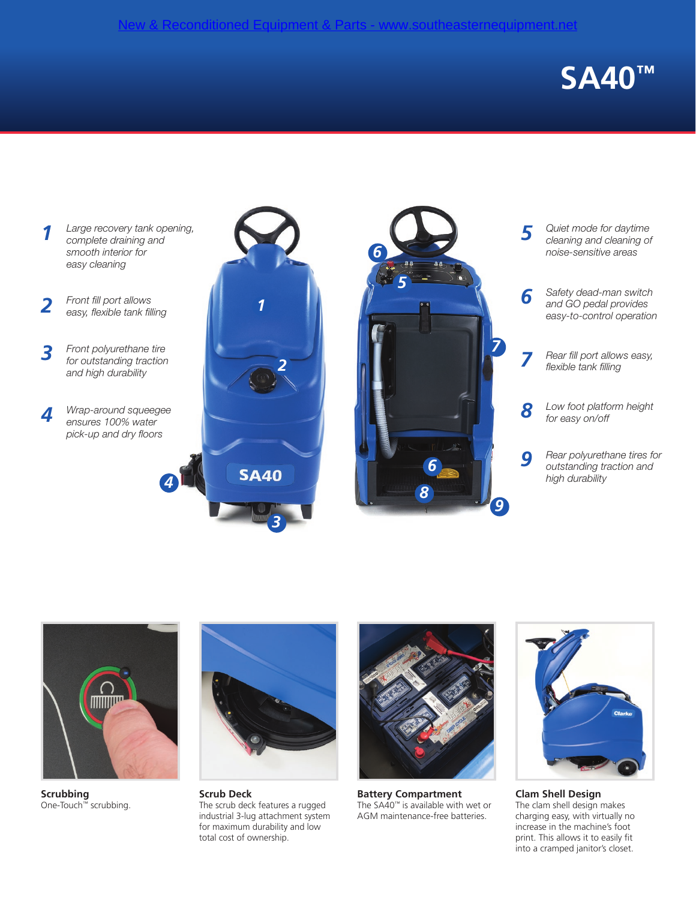New & Reconditioned Equipment & Parts - www.southeasternequipment.net

# SA40™

1. *Large recovery tank opening, complete draining and smooth interior for easy cleaning*
2. *Front fill port allows easy, flexible tank filling*
3. *Front polyurethane tire for outstanding traction and high durability*
4. *Wrap-around squeegee ensures 100% water pick-up and dry floors*
5. *Quiet mode for daytime cleaning and cleaning of noise-sensitive areas*
6. *Safety dead-man switch and GO pedal provides easy-to-control operation*
7. *Rear fill port allows easy, flexible tank filling*
8. *Low foot platform height for easy on/off*
9. *Rear polyurethane tires for outstanding traction and high durability*

**Scrubbing**
One-Touch™ scrubbing.

**Scrub Deck**
The scrub deck features a rugged industrial 3-lug attachment system for maximum durability and low total cost of ownership.

**Battery Compartment**
The SA40™ is available with wet or AGM maintenance-free batteries.

**Clam Shell Design**
The clam shell design makes charging easy, with virtually no increase in the machine's foot print. This allows it to easily fit into a cramped janitor's closet.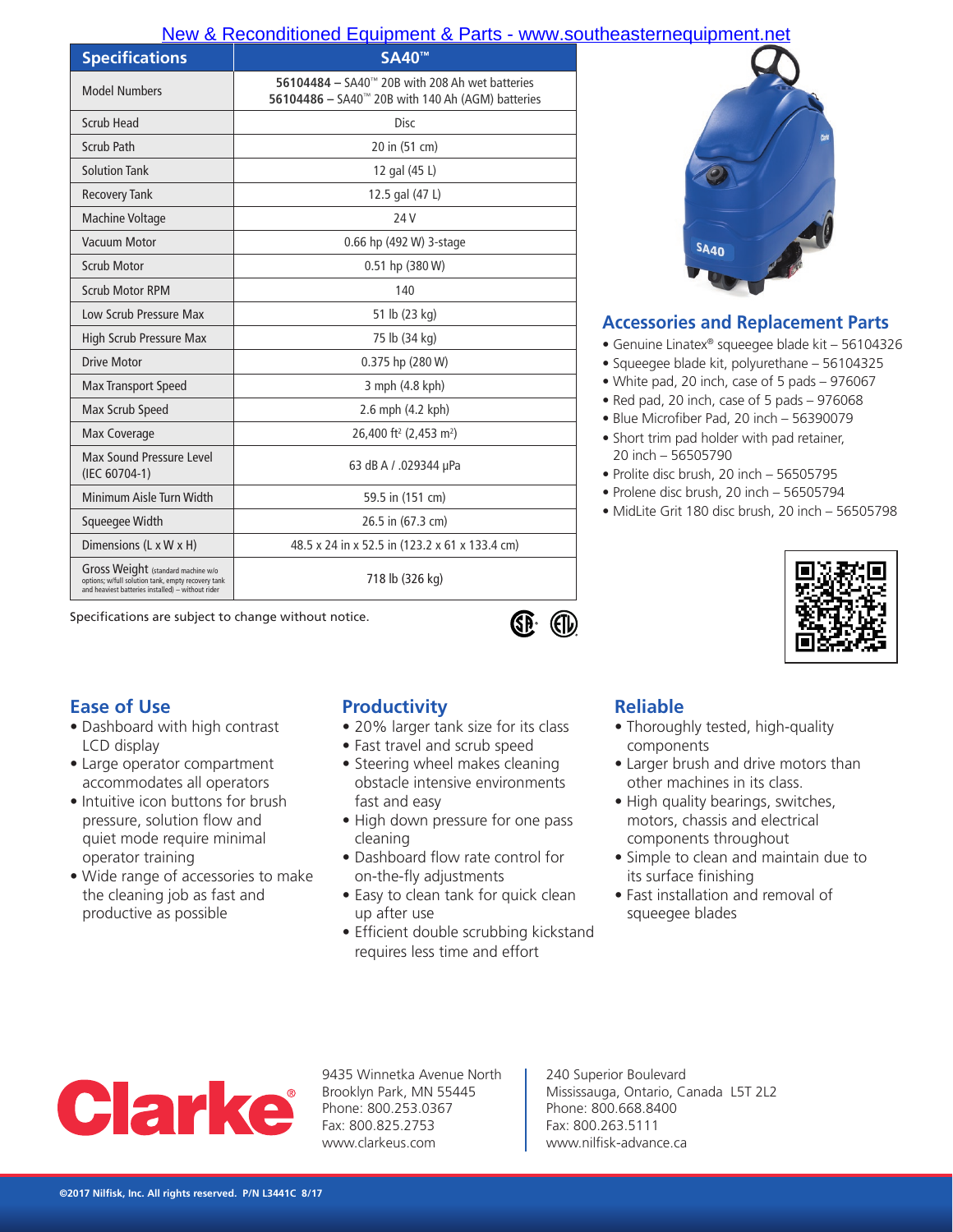New & Reconditioned Equipment & Parts - www.southeasternequipment.net

| Specifications | SA40™ |
|---|---|
| Model Numbers | **56104484 –** SA40™ 20B with 208 Ah wet batteries<br>**56104486 –** SA40™ 20B with 140 Ah (AGM) batteries |
| Scrub Head | Disc |
| Scrub Path | 20 in (51 cm) |
| Solution Tank | 12 gal (45 L) |
| Recovery Tank | 12.5 gal (47 L) |
| Machine Voltage | 24 V |
| Vacuum Motor | 0.66 hp (492 W) 3-stage |
| Scrub Motor | 0.51 hp (380 W) |
| Scrub Motor RPM | 140 |
| Low Scrub Pressure Max | 51 lb (23 kg) |
| High Scrub Pressure Max | 75 lb (34 kg) |
| Drive Motor | 0.375 hp (280 W) |
| Max Transport Speed | 3 mph (4.8 kph) |
| Max Scrub Speed | 2.6 mph (4.2 kph) |
| Max Coverage | 26,400 ft² (2,453 m²) |
| Max Sound Pressure Level (IEC 60704-1) | 63 dB A / .029344 µPa |
| Minimum Aisle Turn Width | 59.5 in (151 cm) |
| Squeegee Width | 26.5 in (67.3 cm) |
| Dimensions (L x W x H) | 48.5 x 24 in x 52.5 in (123.2 x 61 x 133.4 cm) |
| Gross Weight (standard machine w/o options; w/full solution tank, empty recovery tank and heaviest batteries installed) – without rider | 718 lb (326 kg) |

Specifications are subject to change without notice.

## Accessories and Replacement Parts

- Genuine Linatex® squeegee blade kit – 56104326
- Squeegee blade kit, polyurethane – 56104325
- White pad, 20 inch, case of 5 pads – 976067
- Red pad, 20 inch, case of 5 pads – 976068
- Blue Microfiber Pad, 20 inch – 56390079
- Short trim pad holder with pad retainer, 20 inch – 56505790
- Prolite disc brush, 20 inch – 56505795
- Prolene disc brush, 20 inch – 56505794
- MidLite Grit 180 disc brush, 20 inch – 56505798

## Ease of Use

- Dashboard with high contrast LCD display
- Large operator compartment accommodates all operators
- Intuitive icon buttons for brush pressure, solution flow and quiet mode require minimal operator training
- Wide range of accessories to make the cleaning job as fast and productive as possible

## Productivity

- 20% larger tank size for its class
- Fast travel and scrub speed
- Steering wheel makes cleaning obstacle intensive environments fast and easy
- High down pressure for one pass cleaning
- Dashboard flow rate control for on-the-fly adjustments
- Easy to clean tank for quick clean up after use
- Efficient double scrubbing kickstand requires less time and effort

## Reliable

- Thoroughly tested, high-quality components
- Larger brush and drive motors than other machines in its class.
- High quality bearings, switches, motors, chassis and electrical components throughout
- Simple to clean and maintain due to its surface finishing
- Fast installation and removal of squeegee blades

Clarke®

9435 Winnetka Avenue North
Brooklyn Park, MN 55445
Phone: 800.253.0367
Fax: 800.825.2753
www.clarkeus.com

240 Superior Boulevard
Mississauga, Ontario, Canada L5T 2L2
Phone: 800.668.8400
Fax: 800.263.5111
www.nilfisk-advance.ca

©2017 Nilfisk, Inc. All rights reserved. P/N L3441C 8/17